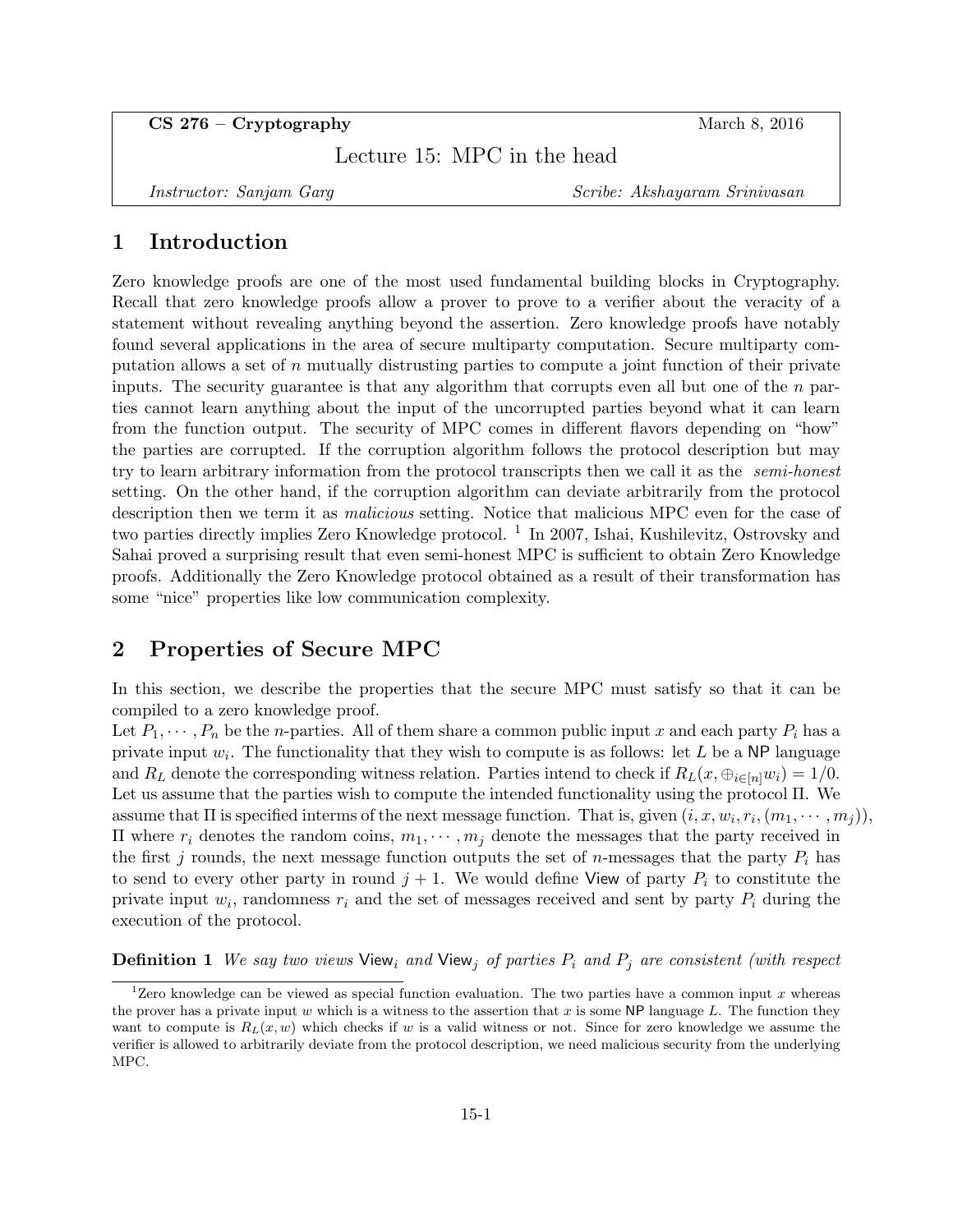**CS 276 – Cryptography** March 8, 2016

Lecture 15: MPC in the head

*Instructor: Sanjam Garg* *Scribe: Akshayaram Srinivasan*

## 1 Introduction

Zero knowledge proofs are one of the most used fundamental building blocks in Cryptography. Recall that zero knowledge proofs allow a prover to prove to a verifier about the veracity of a statement without revealing anything beyond the assertion. Zero knowledge proofs have notably found several applications in the area of secure multiparty computation. Secure multiparty computation allows a set of $n$ mutually distrusting parties to compute a joint function of their private inputs. The security guarantee is that any algorithm that corrupts even all but one of the $n$ parties cannot learn anything about the input of the uncorrupted parties beyond what it can learn from the function output. The security of MPC comes in different flavors depending on "how" the parties are corrupted. If the corruption algorithm follows the protocol description but may try to learn arbitrary information from the protocol transcripts then we call it as the *semi-honest* setting. On the other hand, if the corruption algorithm can deviate arbitrarily from the protocol description then we term it as *malicious* setting. Notice that malicious MPC even for the case of two parties directly implies Zero Knowledge protocol. [1] In 2007, Ishai, Kushilevitz, Ostrovsky and Sahai proved a surprising result that even semi-honest MPC is sufficient to obtain Zero Knowledge proofs. Additionally the Zero Knowledge protocol obtained as a result of their transformation has some "nice" properties like low communication complexity.

## 2 Properties of Secure MPC

In this section, we describe the properties that the secure MPC must satisfy so that it can be compiled to a zero knowledge proof.

Let $P_1, \cdots, P_n$ be the $n$-parties. All of them share a common public input $x$ and each party $P_i$ has a private input $w_i$. The functionality that they wish to compute is as follows: let $L$ be a $\mathsf{NP}$ language and $R_L$ denote the corresponding witness relation. Parties intend to check if $R_L(x, \oplus_{i\in[n]} w_i) = 1/0$. Let us assume that the parties wish to compute the intended functionality using the protocol $\Pi$. We assume that $\Pi$ is specified interms of the next message function. That is, given $(i, x, w_i, r_i, (m_1, \cdots, m_j))$, $\Pi$ where $r_i$ denotes the random coins, $m_1, \cdots, m_j$ denote the messages that the party received in the first $j$ rounds, the next message function outputs the set of $n$-messages that the party $P_i$ has to send to every other party in round $j + 1$. We would define $\mathsf{View}$ of party $P_i$ to constitute the private input $w_i$, randomness $r_i$ and the set of messages received and sent by party $P_i$ during the execution of the protocol.

**Definition 1** *We say two views $\mathsf{View}_i$ and $\mathsf{View}_j$ of parties $P_i$ and $P_j$ are consistent (with respect*

[1] Zero knowledge can be viewed as special function evaluation. The two parties have a common input $x$ whereas the prover has a private input $w$ which is a witness to the assertion that $x$ is some $\mathsf{NP}$ language $L$. The function they want to compute is $R_L(x, w)$ which checks if $w$ is a valid witness or not. Since for zero knowledge we assume the verifier is allowed to arbitrarily deviate from the protocol description, we need malicious security from the underlying MPC.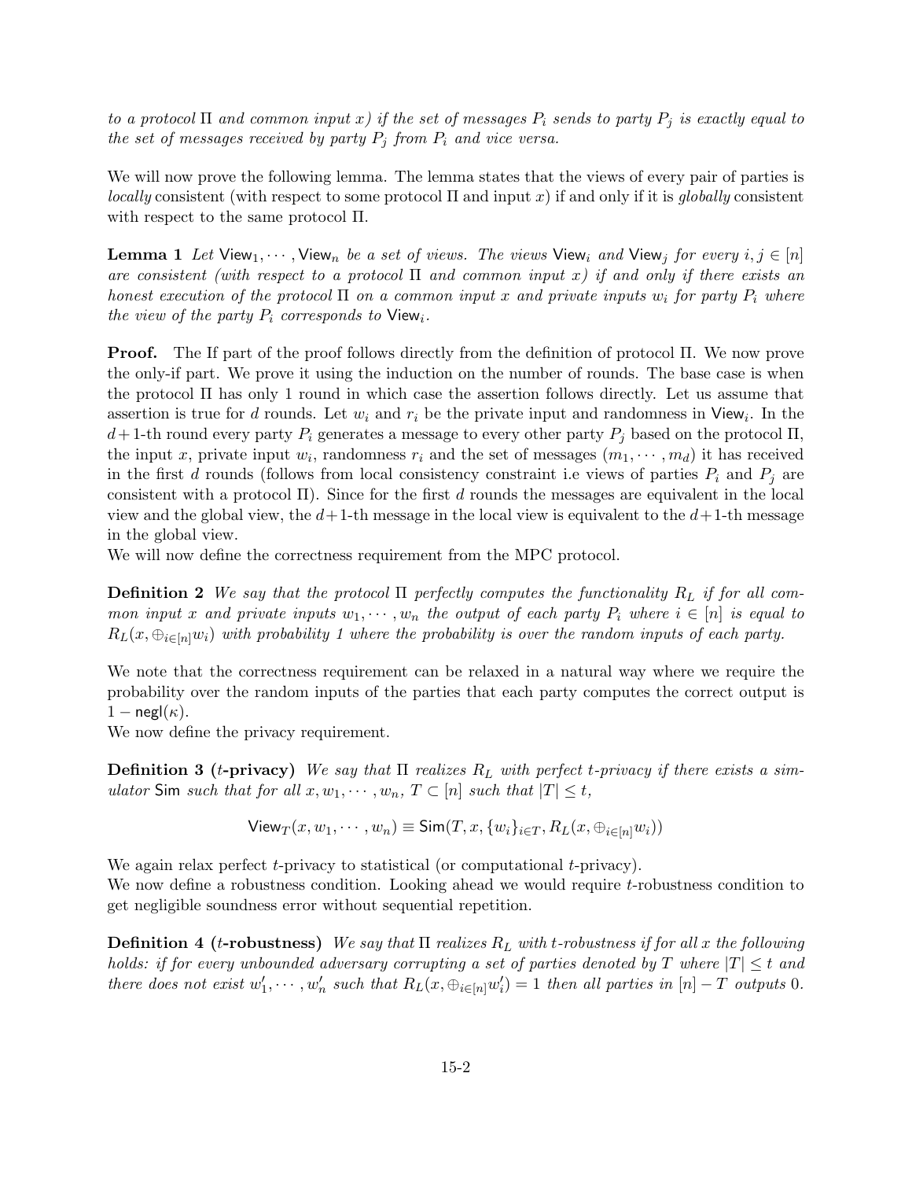*to a protocol $\Pi$ and common input $x$) if the set of messages $P_i$ sends to party $P_j$ is exactly equal to the set of messages received by party $P_j$ from $P_i$ and vice versa.*

We will now prove the following lemma. The lemma states that the views of every pair of parties is *locally* consistent (with respect to some protocol $\Pi$ and input $x$) if and only if it is *globally* consistent with respect to the same protocol $\Pi$.

**Lemma 1** *Let $\mathsf{View}_1, \cdots, \mathsf{View}_n$ be a set of views. The views $\mathsf{View}_i$ and $\mathsf{View}_j$ for every $i, j \in [n]$ are consistent (with respect to a protocol $\Pi$ and common input $x$) if and only if there exists an honest execution of the protocol $\Pi$ on a common input $x$ and private inputs $w_i$ for party $P_i$ where the view of the party $P_i$ corresponds to $\mathsf{View}_i$.*

**Proof.** The If part of the proof follows directly from the definition of protocol $\Pi$. We now prove the only-if part. We prove it using the induction on the number of rounds. The base case is when the protocol $\Pi$ has only 1 round in which case the assertion follows directly. Let us assume that assertion is true for $d$ rounds. Let $w_i$ and $r_i$ be the private input and randomness in $\mathsf{View}_i$. In the $d+1$-th round every party $P_i$ generates a message to every other party $P_j$ based on the protocol $\Pi$, the input $x$, private input $w_i$, randomness $r_i$ and the set of messages $(m_1, \cdots, m_d)$ it has received in the first $d$ rounds (follows from local consistency constraint i.e views of parties $P_i$ and $P_j$ are consistent with a protocol $\Pi$). Since for the first $d$ rounds the messages are equivalent in the local view and the global view, the $d+1$-th message in the local view is equivalent to the $d+1$-th message in the global view.

We will now define the correctness requirement from the MPC protocol.

**Definition 2** *We say that the protocol $\Pi$ perfectly computes the functionality $R_L$ if for all common input $x$ and private inputs $w_1, \cdots, w_n$ the output of each party $P_i$ where $i \in [n]$ is equal to $R_L(x, \oplus_{i\in[n]} w_i)$ with probability 1 where the probability is over the random inputs of each party.*

We note that the correctness requirement can be relaxed in a natural way where we require the probability over the random inputs of the parties that each party computes the correct output is $1 - \mathsf{negl}(\kappa)$.

We now define the privacy requirement.

**Definition 3 ($t$-privacy)** *We say that $\Pi$ realizes $R_L$ with perfect $t$-privacy if there exists a simulator $\mathsf{Sim}$ such that for all $x, w_1, \cdots, w_n$, $T \subset [n]$ such that $|T| \leq t$,*

$$\mathsf{View}_T(x, w_1, \cdots, w_n) \equiv \mathsf{Sim}(T, x, \{w_i\}_{i\in T}, R_L(x, \oplus_{i\in[n]} w_i))$$

We again relax perfect $t$-privacy to statistical (or computational $t$-privacy).

We now define a robustness condition. Looking ahead we would require $t$-robustness condition to get negligible soundness error without sequential repetition.

**Definition 4 ($t$-robustness)** *We say that $\Pi$ realizes $R_L$ with $t$-robustness if for all $x$ the following holds: if for every unbounded adversary corrupting a set of parties denoted by $T$ where $|T| \leq t$ and there does not exist $w'_1, \cdots, w'_n$ such that $R_L(x, \oplus_{i\in[n]} w'_i) = 1$ then all parties in $[n] - T$ outputs 0.*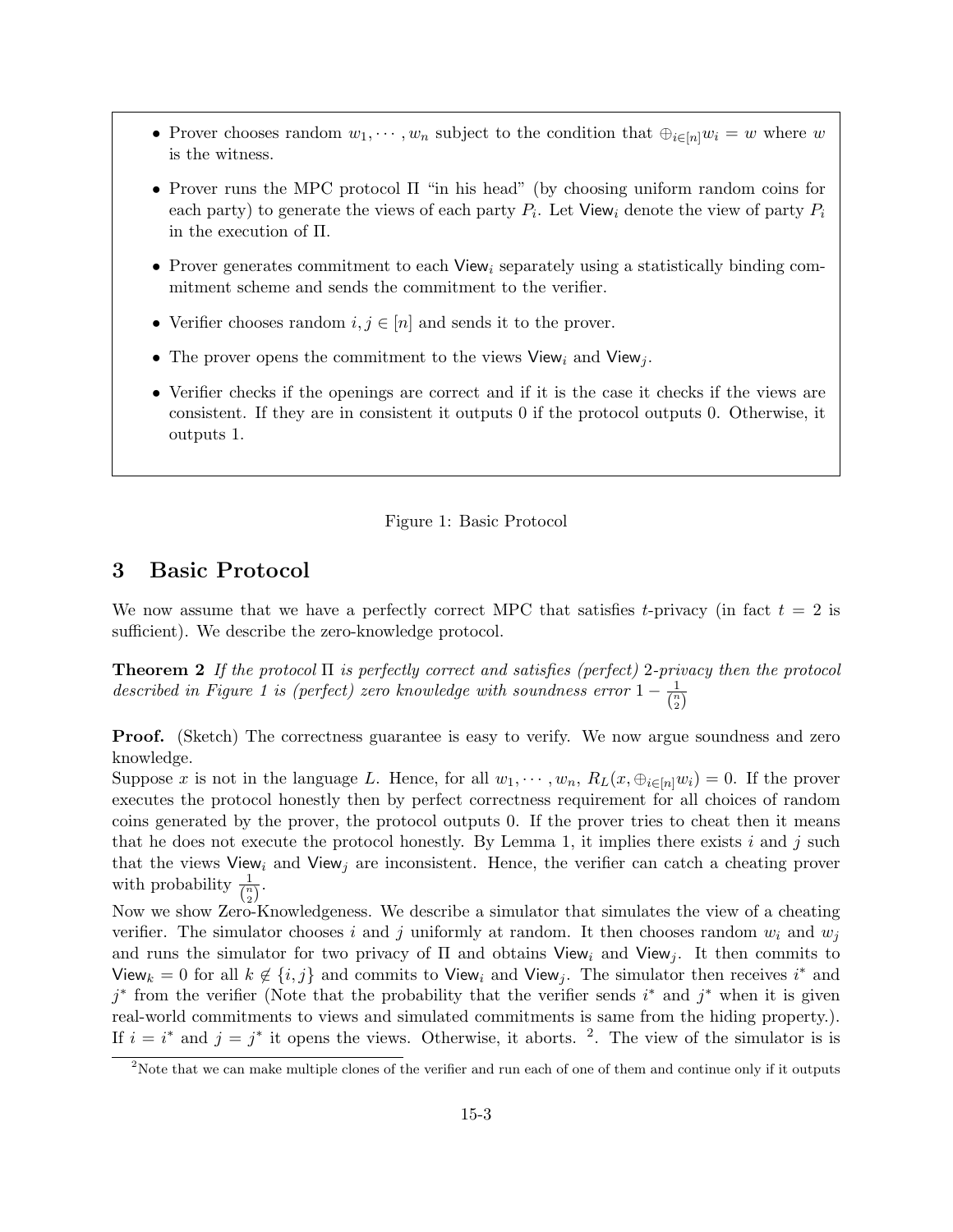- Prover chooses random $w_1, \cdots, w_n$ subject to the condition that $\oplus_{i\in[n]} w_i = w$ where $w$ is the witness.
- Prover runs the MPC protocol $\Pi$ "in his head" (by choosing uniform random coins for each party) to generate the views of each party $P_i$. Let $\mathsf{View}_i$ denote the view of party $P_i$ in the execution of $\Pi$.
- Prover generates commitment to each $\mathsf{View}_i$ separately using a statistically binding commitment scheme and sends the commitment to the verifier.
- Verifier chooses random $i, j \in [n]$ and sends it to the prover.
- The prover opens the commitment to the views $\mathsf{View}_i$ and $\mathsf{View}_j$.
- Verifier checks if the openings are correct and if it is the case it checks if the views are consistent. If they are in consistent it outputs 0 if the protocol outputs 0. Otherwise, it outputs 1.

Figure 1: Basic Protocol

## 3 Basic Protocol

We now assume that we have a perfectly correct MPC that satisfies $t$-privacy (in fact $t = 2$ is sufficient). We describe the zero-knowledge protocol.

**Theorem 2** *If the protocol $\Pi$ is perfectly correct and satisfies (perfect) 2-privacy then the protocol described in Figure 1 is (perfect) zero knowledge with soundness error $1 - \frac{1}{\binom{n}{2}}$*

**Proof.** (Sketch) The correctness guarantee is easy to verify. We now argue soundness and zero knowledge.
Suppose $x$ is not in the language $L$. Hence, for all $w_1, \cdots, w_n$, $R_L(x, \oplus_{i\in[n]} w_i) = 0$. If the prover executes the protocol honestly then by perfect correctness requirement for all choices of random coins generated by the prover, the protocol outputs 0. If the prover tries to cheat then it means that he does not execute the protocol honestly. By Lemma 1, it implies there exists $i$ and $j$ such that the views $\mathsf{View}_i$ and $\mathsf{View}_j$ are inconsistent. Hence, the verifier can catch a cheating prover with probability $\frac{1}{\binom{n}{2}}$.
Now we show Zero-Knowledgeness. We describe a simulator that simulates the view of a cheating verifier. The simulator chooses $i$ and $j$ uniformly at random. It then chooses random $w_i$ and $w_j$ and runs the simulator for two privacy of $\Pi$ and obtains $\mathsf{View}_i$ and $\mathsf{View}_j$. It then commits to $\mathsf{View}_k = 0$ for all $k \notin \{i, j\}$ and commits to $\mathsf{View}_i$ and $\mathsf{View}_j$. The simulator then receives $i^*$ and $j^*$ from the verifier (Note that the probability that the verifier sends $i^*$ and $j^*$ when it is given real-world commitments to views and simulated commitments is same from the hiding property.). If $i = i^*$ and $j = j^*$ it opens the views. Otherwise, it aborts. [2]. The view of the simulator is is

[2]Note that we can make multiple clones of the verifier and run each of one of them and continue only if it outputs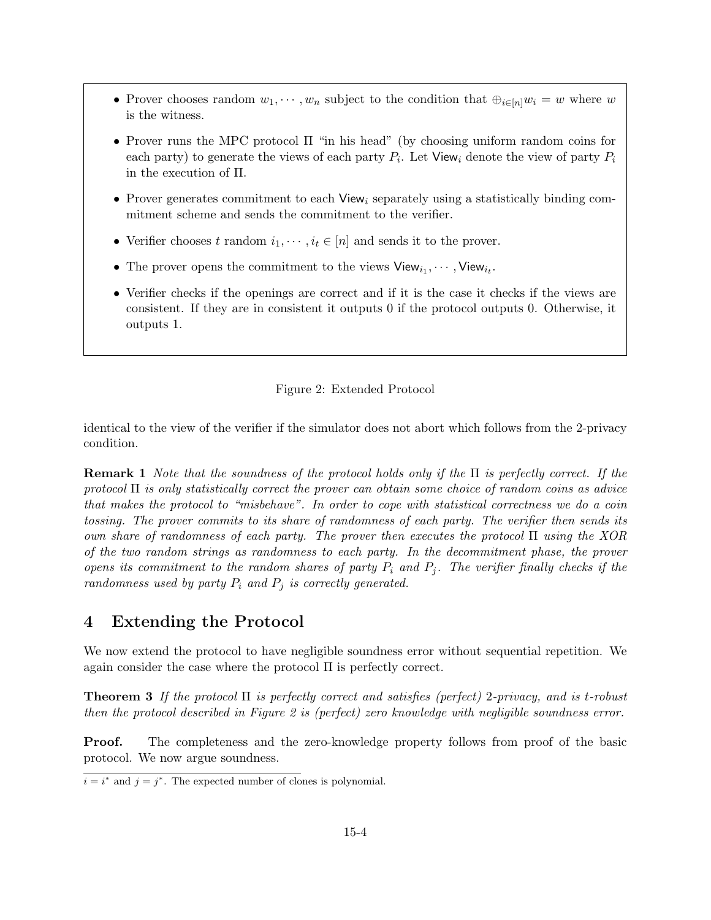- Prover chooses random $w_1, \cdots, w_n$ subject to the condition that $\oplus_{i \in [n]} w_i = w$ where $w$ is the witness.
- Prover runs the MPC protocol $\Pi$ "in his head" (by choosing uniform random coins for each party) to generate the views of each party $P_i$. Let $\mathsf{View}_i$ denote the view of party $P_i$ in the execution of $\Pi$.
- Prover generates commitment to each $\mathsf{View}_i$ separately using a statistically binding commitment scheme and sends the commitment to the verifier.
- Verifier chooses $t$ random $i_1, \cdots, i_t \in [n]$ and sends it to the prover.
- The prover opens the commitment to the views $\mathsf{View}_{i_1}, \cdots, \mathsf{View}_{i_t}$.
- Verifier checks if the openings are correct and if it is the case it checks if the views are consistent. If they are in consistent it outputs 0 if the protocol outputs 0. Otherwise, it outputs 1.

Figure 2: Extended Protocol

identical to the view of the verifier if the simulator does not abort which follows from the 2-privacy condition.

**Remark 1** *Note that the soundness of the protocol holds only if the $\Pi$ is perfectly correct. If the protocol $\Pi$ is only statistically correct the prover can obtain some choice of random coins as advice that makes the protocol to "misbehave". In order to cope with statistical correctness we do a coin tossing. The prover commits to its share of randomness of each party. The verifier then sends its own share of randomness of each party. The prover then executes the protocol $\Pi$ using the XOR of the two random strings as randomness to each party. In the decommitment phase, the prover opens its commitment to the random shares of party $P_i$ and $P_j$. The verifier finally checks if the randomness used by party $P_i$ and $P_j$ is correctly generated.*

## 4 Extending the Protocol

We now extend the protocol to have negligible soundness error without sequential repetition. We again consider the case where the protocol $\Pi$ is perfectly correct.

**Theorem 3** *If the protocol $\Pi$ is perfectly correct and satisfies (perfect) 2-privacy, and is $t$-robust then the protocol described in Figure 2 is (perfect) zero knowledge with negligible soundness error.*

**Proof.** The completeness and the zero-knowledge property follows from proof of the basic protocol. We now argue soundness.

$i = i^*$ and $j = j^*$. The expected number of clones is polynomial.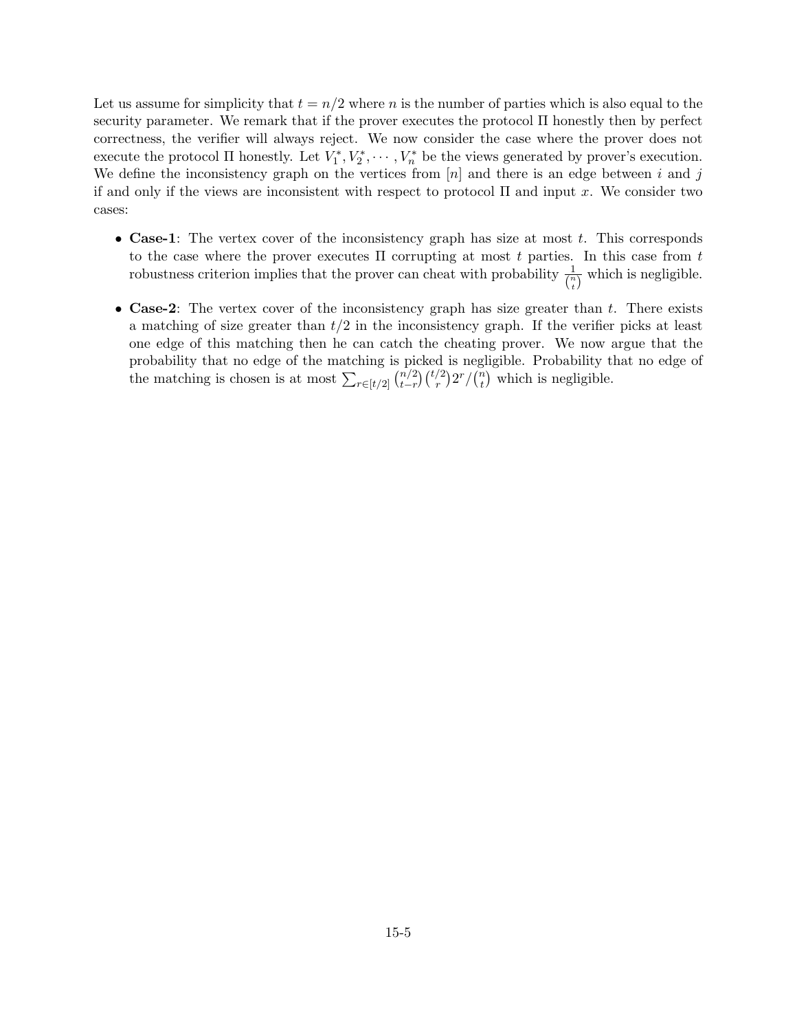Let us assume for simplicity that $t = n/2$ where $n$ is the number of parties which is also equal to the security parameter. We remark that if the prover executes the protocol $\Pi$ honestly then by perfect correctness, the verifier will always reject. We now consider the case where the prover does not execute the protocol $\Pi$ honestly. Let $V_1^*, V_2^*, \cdots, V_n^*$ be the views generated by prover's execution. We define the inconsistency graph on the vertices from $[n]$ and there is an edge between $i$ and $j$ if and only if the views are inconsistent with respect to protocol $\Pi$ and input $x$. We consider two cases:

- **Case-1**: The vertex cover of the inconsistency graph has size at most $t$. This corresponds to the case where the prover executes $\Pi$ corrupting at most $t$ parties. In this case from $t$ robustness criterion implies that the prover can cheat with probability $\frac{1}{\binom{n}{t}}$ which is negligible.
- **Case-2**: The vertex cover of the inconsistency graph has size greater than $t$. There exists a matching of size greater than $t/2$ in the inconsistency graph. If the verifier picks at least one edge of this matching then he can catch the cheating prover. We now argue that the probability that no edge of the matching is picked is negligible. Probability that no edge of the matching is chosen is at most $\sum_{r \in [t/2]} \binom{n/2}{t-r}\binom{t/2}{r} 2^r / \binom{n}{t}$ which is negligible.